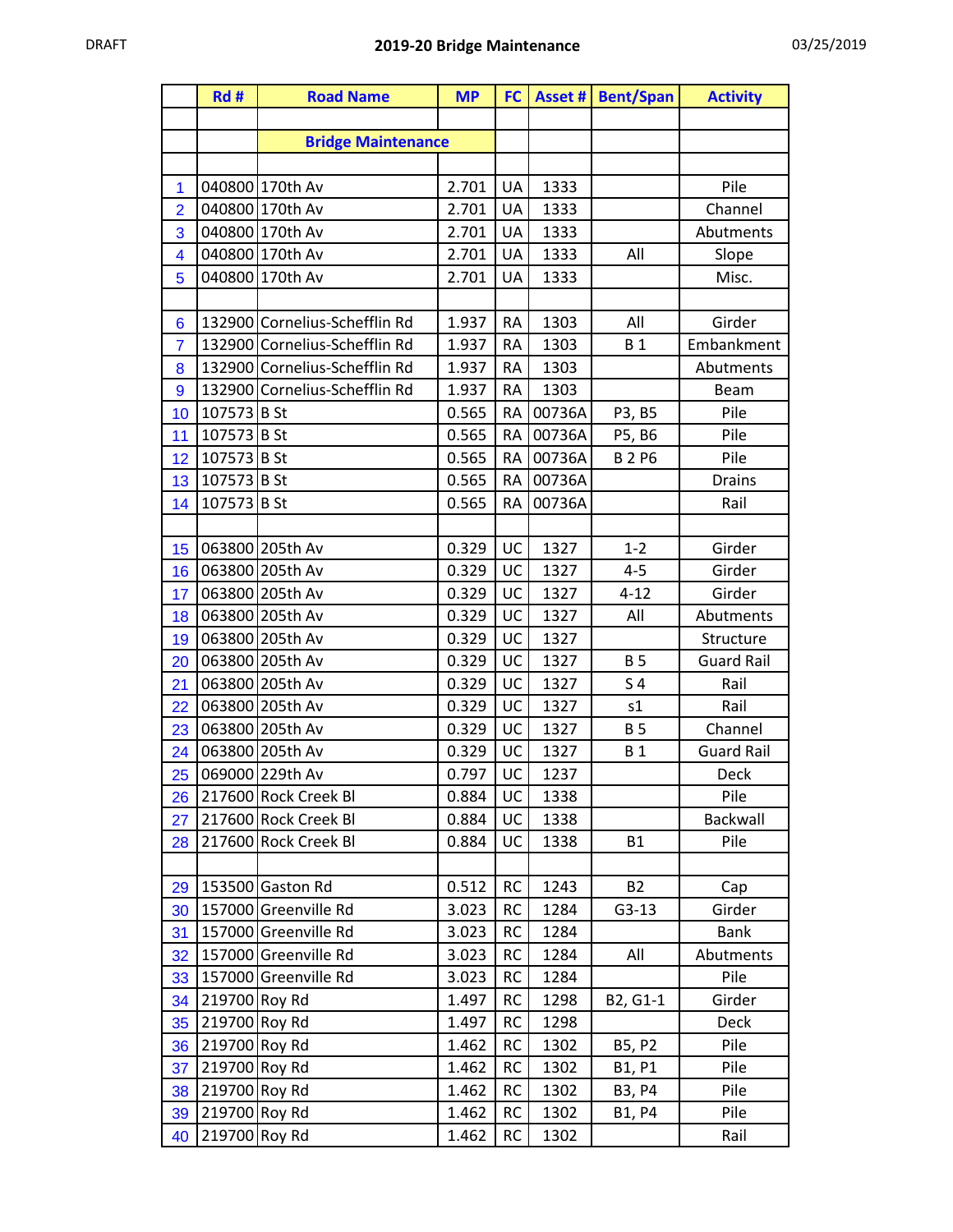DRAFT

# 2019-20 Bridge Maintenance

03/25/2019

| | Rd # | Road Name | MP | FC | Asset # | Bent/Span | Activity |
|---|---|---|---|---|---|---|---|
| | | | | | | | |
| | | **Bridge Maintenance** | | | | | |
| | | | | | | | |
| 1 | 040800 | 170th Av | 2.701 | UA | 1333 | | Pile |
| 2 | 040800 | 170th Av | 2.701 | UA | 1333 | | Channel |
| 3 | 040800 | 170th Av | 2.701 | UA | 1333 | | Abutments |
| 4 | 040800 | 170th Av | 2.701 | UA | 1333 | All | Slope |
| 5 | 040800 | 170th Av | 2.701 | UA | 1333 | | Misc. |
| | | | | | | | |
| 6 | 132900 | Cornelius-Schefflin Rd | 1.937 | RA | 1303 | All | Girder |
| 7 | 132900 | Cornelius-Schefflin Rd | 1.937 | RA | 1303 | B 1 | Embankment |
| 8 | 132900 | Cornelius-Schefflin Rd | 1.937 | RA | 1303 | | Abutments |
| 9 | 132900 | Cornelius-Schefflin Rd | 1.937 | RA | 1303 | | Beam |
| 10 | 107573 | B St | 0.565 | RA | 00736A | P3, B5 | Pile |
| 11 | 107573 | B St | 0.565 | RA | 00736A | P5, B6 | Pile |
| 12 | 107573 | B St | 0.565 | RA | 00736A | B 2 P6 | Pile |
| 13 | 107573 | B St | 0.565 | RA | 00736A | | Drains |
| 14 | 107573 | B St | 0.565 | RA | 00736A | | Rail |
| | | | | | | | |
| 15 | 063800 | 205th Av | 0.329 | UC | 1327 | 1-2 | Girder |
| 16 | 063800 | 205th Av | 0.329 | UC | 1327 | 4-5 | Girder |
| 17 | 063800 | 205th Av | 0.329 | UC | 1327 | 4-12 | Girder |
| 18 | 063800 | 205th Av | 0.329 | UC | 1327 | All | Abutments |
| 19 | 063800 | 205th Av | 0.329 | UC | 1327 | | Structure |
| 20 | 063800 | 205th Av | 0.329 | UC | 1327 | B 5 | Guard Rail |
| 21 | 063800 | 205th Av | 0.329 | UC | 1327 | S 4 | Rail |
| 22 | 063800 | 205th Av | 0.329 | UC | 1327 | s1 | Rail |
| 23 | 063800 | 205th Av | 0.329 | UC | 1327 | B 5 | Channel |
| 24 | 063800 | 205th Av | 0.329 | UC | 1327 | B 1 | Guard Rail |
| 25 | 069000 | 229th Av | 0.797 | UC | 1237 | | Deck |
| 26 | 217600 | Rock Creek Bl | 0.884 | UC | 1338 | | Pile |
| 27 | 217600 | Rock Creek Bl | 0.884 | UC | 1338 | | Backwall |
| 28 | 217600 | Rock Creek Bl | 0.884 | UC | 1338 | B1 | Pile |
| | | | | | | | |
| 29 | 153500 | Gaston Rd | 0.512 | RC | 1243 | B2 | Cap |
| 30 | 157000 | Greenville Rd | 3.023 | RC | 1284 | G3-13 | Girder |
| 31 | 157000 | Greenville Rd | 3.023 | RC | 1284 | | Bank |
| 32 | 157000 | Greenville Rd | 3.023 | RC | 1284 | All | Abutments |
| 33 | 157000 | Greenville Rd | 3.023 | RC | 1284 | | Pile |
| 34 | 219700 | Roy Rd | 1.497 | RC | 1298 | B2, G1-1 | Girder |
| 35 | 219700 | Roy Rd | 1.497 | RC | 1298 | | Deck |
| 36 | 219700 | Roy Rd | 1.462 | RC | 1302 | B5, P2 | Pile |
| 37 | 219700 | Roy Rd | 1.462 | RC | 1302 | B1, P1 | Pile |
| 38 | 219700 | Roy Rd | 1.462 | RC | 1302 | B3, P4 | Pile |
| 39 | 219700 | Roy Rd | 1.462 | RC | 1302 | B1, P4 | Pile |
| 40 | 219700 | Roy Rd | 1.462 | RC | 1302 | | Rail |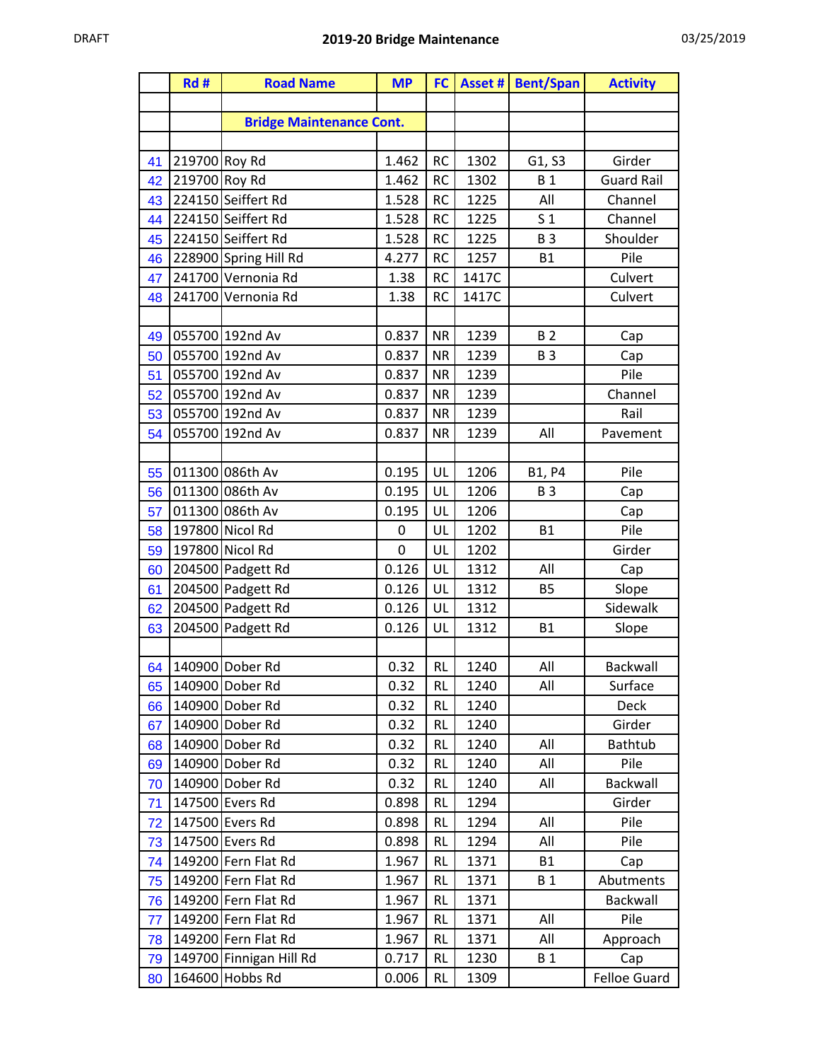DRAFT

## 2019-20 Bridge Maintenance

03/25/2019

| | Rd # | Road Name | MP | FC | Asset # | Bent/Span | Activity |
|---|---|---|---|---|---|---|---|
| | | | | | | | |
| | | **Bridge Maintenance Cont.** | | | | | |
| | | | | | | | |
| 41 | 219700 | Roy Rd | 1.462 | RC | 1302 | G1, S3 | Girder |
| 42 | 219700 | Roy Rd | 1.462 | RC | 1302 | B 1 | Guard Rail |
| 43 | 224150 | Seiffert Rd | 1.528 | RC | 1225 | All | Channel |
| 44 | 224150 | Seiffert Rd | 1.528 | RC | 1225 | S 1 | Channel |
| 45 | 224150 | Seiffert Rd | 1.528 | RC | 1225 | B 3 | Shoulder |
| 46 | 228900 | Spring Hill Rd | 4.277 | RC | 1257 | B1 | Pile |
| 47 | 241700 | Vernonia Rd | 1.38 | RC | 1417C | | Culvert |
| 48 | 241700 | Vernonia Rd | 1.38 | RC | 1417C | | Culvert |
| | | | | | | | |
| 49 | 055700 | 192nd Av | 0.837 | NR | 1239 | B 2 | Cap |
| 50 | 055700 | 192nd Av | 0.837 | NR | 1239 | B 3 | Cap |
| 51 | 055700 | 192nd Av | 0.837 | NR | 1239 | | Pile |
| 52 | 055700 | 192nd Av | 0.837 | NR | 1239 | | Channel |
| 53 | 055700 | 192nd Av | 0.837 | NR | 1239 | | Rail |
| 54 | 055700 | 192nd Av | 0.837 | NR | 1239 | All | Pavement |
| | | | | | | | |
| 55 | 011300 | 086th Av | 0.195 | UL | 1206 | B1, P4 | Pile |
| 56 | 011300 | 086th Av | 0.195 | UL | 1206 | B 3 | Cap |
| 57 | 011300 | 086th Av | 0.195 | UL | 1206 | | Cap |
| 58 | 197800 | Nicol Rd | 0 | UL | 1202 | B1 | Pile |
| 59 | 197800 | Nicol Rd | 0 | UL | 1202 | | Girder |
| 60 | 204500 | Padgett Rd | 0.126 | UL | 1312 | All | Cap |
| 61 | 204500 | Padgett Rd | 0.126 | UL | 1312 | B5 | Slope |
| 62 | 204500 | Padgett Rd | 0.126 | UL | 1312 | | Sidewalk |
| 63 | 204500 | Padgett Rd | 0.126 | UL | 1312 | B1 | Slope |
| | | | | | | | |
| 64 | 140900 | Dober Rd | 0.32 | RL | 1240 | All | Backwall |
| 65 | 140900 | Dober Rd | 0.32 | RL | 1240 | All | Surface |
| 66 | 140900 | Dober Rd | 0.32 | RL | 1240 | | Deck |
| 67 | 140900 | Dober Rd | 0.32 | RL | 1240 | | Girder |
| 68 | 140900 | Dober Rd | 0.32 | RL | 1240 | All | Bathtub |
| 69 | 140900 | Dober Rd | 0.32 | RL | 1240 | All | Pile |
| 70 | 140900 | Dober Rd | 0.32 | RL | 1240 | All | Backwall |
| 71 | 147500 | Evers Rd | 0.898 | RL | 1294 | | Girder |
| 72 | 147500 | Evers Rd | 0.898 | RL | 1294 | All | Pile |
| 73 | 147500 | Evers Rd | 0.898 | RL | 1294 | All | Pile |
| 74 | 149200 | Fern Flat Rd | 1.967 | RL | 1371 | B1 | Cap |
| 75 | 149200 | Fern Flat Rd | 1.967 | RL | 1371 | B 1 | Abutments |
| 76 | 149200 | Fern Flat Rd | 1.967 | RL | 1371 | | Backwall |
| 77 | 149200 | Fern Flat Rd | 1.967 | RL | 1371 | All | Pile |
| 78 | 149200 | Fern Flat Rd | 1.967 | RL | 1371 | All | Approach |
| 79 | 149700 | Finnigan Hill Rd | 0.717 | RL | 1230 | B 1 | Cap |
| 80 | 164600 | Hobbs Rd | 0.006 | RL | 1309 | | Felloe Guard |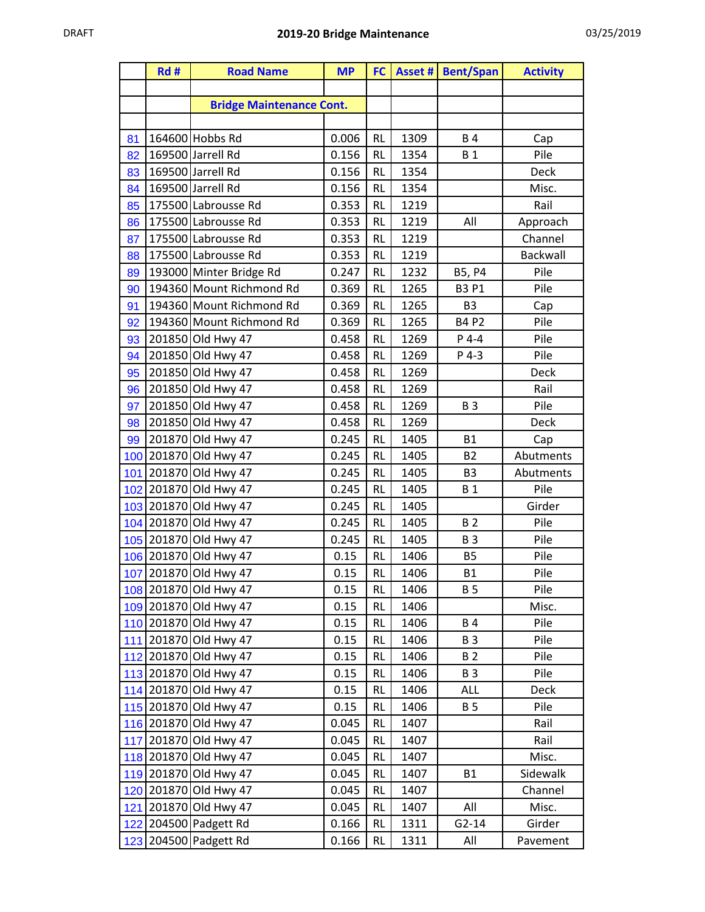DRAFT

## 2019-20 Bridge Maintenance

03/25/2019

| | Rd # | Road Name | MP | FC | Asset # | Bent/Span | Activity |
|---|---|---|---|---|---|---|---|
| | | | | | | | |
| | | **Bridge Maintenance Cont.** | | | | | |
| | | | | | | | |
| 81 | 164600 | Hobbs Rd | 0.006 | RL | 1309 | B 4 | Cap |
| 82 | 169500 | Jarrell Rd | 0.156 | RL | 1354 | B 1 | Pile |
| 83 | 169500 | Jarrell Rd | 0.156 | RL | 1354 | | Deck |
| 84 | 169500 | Jarrell Rd | 0.156 | RL | 1354 | | Misc. |
| 85 | 175500 | Labrousse Rd | 0.353 | RL | 1219 | | Rail |
| 86 | 175500 | Labrousse Rd | 0.353 | RL | 1219 | All | Approach |
| 87 | 175500 | Labrousse Rd | 0.353 | RL | 1219 | | Channel |
| 88 | 175500 | Labrousse Rd | 0.353 | RL | 1219 | | Backwall |
| 89 | 193000 | Minter Bridge Rd | 0.247 | RL | 1232 | B5, P4 | Pile |
| 90 | 194360 | Mount Richmond Rd | 0.369 | RL | 1265 | B3 P1 | Pile |
| 91 | 194360 | Mount Richmond Rd | 0.369 | RL | 1265 | B3 | Cap |
| 92 | 194360 | Mount Richmond Rd | 0.369 | RL | 1265 | B4 P2 | Pile |
| 93 | 201850 | Old Hwy 47 | 0.458 | RL | 1269 | P 4-4 | Pile |
| 94 | 201850 | Old Hwy 47 | 0.458 | RL | 1269 | P 4-3 | Pile |
| 95 | 201850 | Old Hwy 47 | 0.458 | RL | 1269 | | Deck |
| 96 | 201850 | Old Hwy 47 | 0.458 | RL | 1269 | | Rail |
| 97 | 201850 | Old Hwy 47 | 0.458 | RL | 1269 | B 3 | Pile |
| 98 | 201850 | Old Hwy 47 | 0.458 | RL | 1269 | | Deck |
| 99 | 201870 | Old Hwy 47 | 0.245 | RL | 1405 | B1 | Cap |
| 100 | 201870 | Old Hwy 47 | 0.245 | RL | 1405 | B2 | Abutments |
| 101 | 201870 | Old Hwy 47 | 0.245 | RL | 1405 | B3 | Abutments |
| 102 | 201870 | Old Hwy 47 | 0.245 | RL | 1405 | B 1 | Pile |
| 103 | 201870 | Old Hwy 47 | 0.245 | RL | 1405 | | Girder |
| 104 | 201870 | Old Hwy 47 | 0.245 | RL | 1405 | B 2 | Pile |
| 105 | 201870 | Old Hwy 47 | 0.245 | RL | 1405 | B 3 | Pile |
| 106 | 201870 | Old Hwy 47 | 0.15 | RL | 1406 | B5 | Pile |
| 107 | 201870 | Old Hwy 47 | 0.15 | RL | 1406 | B1 | Pile |
| 108 | 201870 | Old Hwy 47 | 0.15 | RL | 1406 | B 5 | Pile |
| 109 | 201870 | Old Hwy 47 | 0.15 | RL | 1406 | | Misc. |
| 110 | 201870 | Old Hwy 47 | 0.15 | RL | 1406 | B 4 | Pile |
| 111 | 201870 | Old Hwy 47 | 0.15 | RL | 1406 | B 3 | Pile |
| 112 | 201870 | Old Hwy 47 | 0.15 | RL | 1406 | B 2 | Pile |
| 113 | 201870 | Old Hwy 47 | 0.15 | RL | 1406 | B 3 | Pile |
| 114 | 201870 | Old Hwy 47 | 0.15 | RL | 1406 | ALL | Deck |
| 115 | 201870 | Old Hwy 47 | 0.15 | RL | 1406 | B 5 | Pile |
| 116 | 201870 | Old Hwy 47 | 0.045 | RL | 1407 | | Rail |
| 117 | 201870 | Old Hwy 47 | 0.045 | RL | 1407 | | Rail |
| 118 | 201870 | Old Hwy 47 | 0.045 | RL | 1407 | | Misc. |
| 119 | 201870 | Old Hwy 47 | 0.045 | RL | 1407 | B1 | Sidewalk |
| 120 | 201870 | Old Hwy 47 | 0.045 | RL | 1407 | | Channel |
| 121 | 201870 | Old Hwy 47 | 0.045 | RL | 1407 | All | Misc. |
| 122 | 204500 | Padgett Rd | 0.166 | RL | 1311 | G2-14 | Girder |
| 123 | 204500 | Padgett Rd | 0.166 | RL | 1311 | All | Pavement |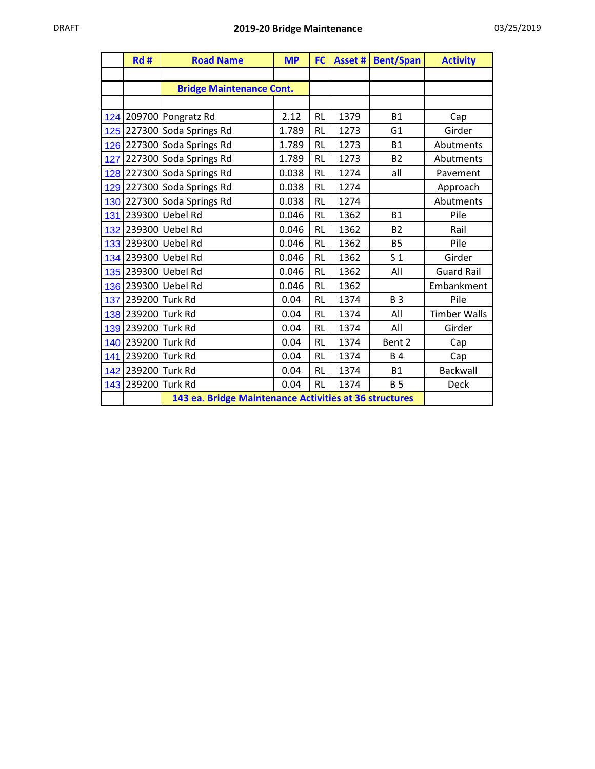DRAFT

# 2019-20 Bridge Maintenance

03/25/2019

| | Rd # | Road Name | MP | FC | Asset # | Bent/Span | Activity |
|---|---|---|---|---|---|---|---|
| | | | | | | | |
| | | **Bridge Maintenance Cont.** | | | | | |
| | | | | | | | |
| 124 | 209700 | Pongratz Rd | 2.12 | RL | 1379 | B1 | Cap |
| 125 | 227300 | Soda Springs Rd | 1.789 | RL | 1273 | G1 | Girder |
| 126 | 227300 | Soda Springs Rd | 1.789 | RL | 1273 | B1 | Abutments |
| 127 | 227300 | Soda Springs Rd | 1.789 | RL | 1273 | B2 | Abutments |
| 128 | 227300 | Soda Springs Rd | 0.038 | RL | 1274 | all | Pavement |
| 129 | 227300 | Soda Springs Rd | 0.038 | RL | 1274 | | Approach |
| 130 | 227300 | Soda Springs Rd | 0.038 | RL | 1274 | | Abutments |
| 131 | 239300 | Uebel Rd | 0.046 | RL | 1362 | B1 | Pile |
| 132 | 239300 | Uebel Rd | 0.046 | RL | 1362 | B2 | Rail |
| 133 | 239300 | Uebel Rd | 0.046 | RL | 1362 | B5 | Pile |
| 134 | 239300 | Uebel Rd | 0.046 | RL | 1362 | S 1 | Girder |
| 135 | 239300 | Uebel Rd | 0.046 | RL | 1362 | All | Guard Rail |
| 136 | 239300 | Uebel Rd | 0.046 | RL | 1362 | | Embankment |
| 137 | 239200 | Turk Rd | 0.04 | RL | 1374 | B 3 | Pile |
| 138 | 239200 | Turk Rd | 0.04 | RL | 1374 | All | Timber Walls |
| 139 | 239200 | Turk Rd | 0.04 | RL | 1374 | All | Girder |
| 140 | 239200 | Turk Rd | 0.04 | RL | 1374 | Bent 2 | Cap |
| 141 | 239200 | Turk Rd | 0.04 | RL | 1374 | B 4 | Cap |
| 142 | 239200 | Turk Rd | 0.04 | RL | 1374 | B1 | Backwall |
| 143 | 239200 | Turk Rd | 0.04 | RL | 1374 | B 5 | Deck |
| | | **143 ea. Bridge Maintenance Activities at 36 structures** | | | | | |